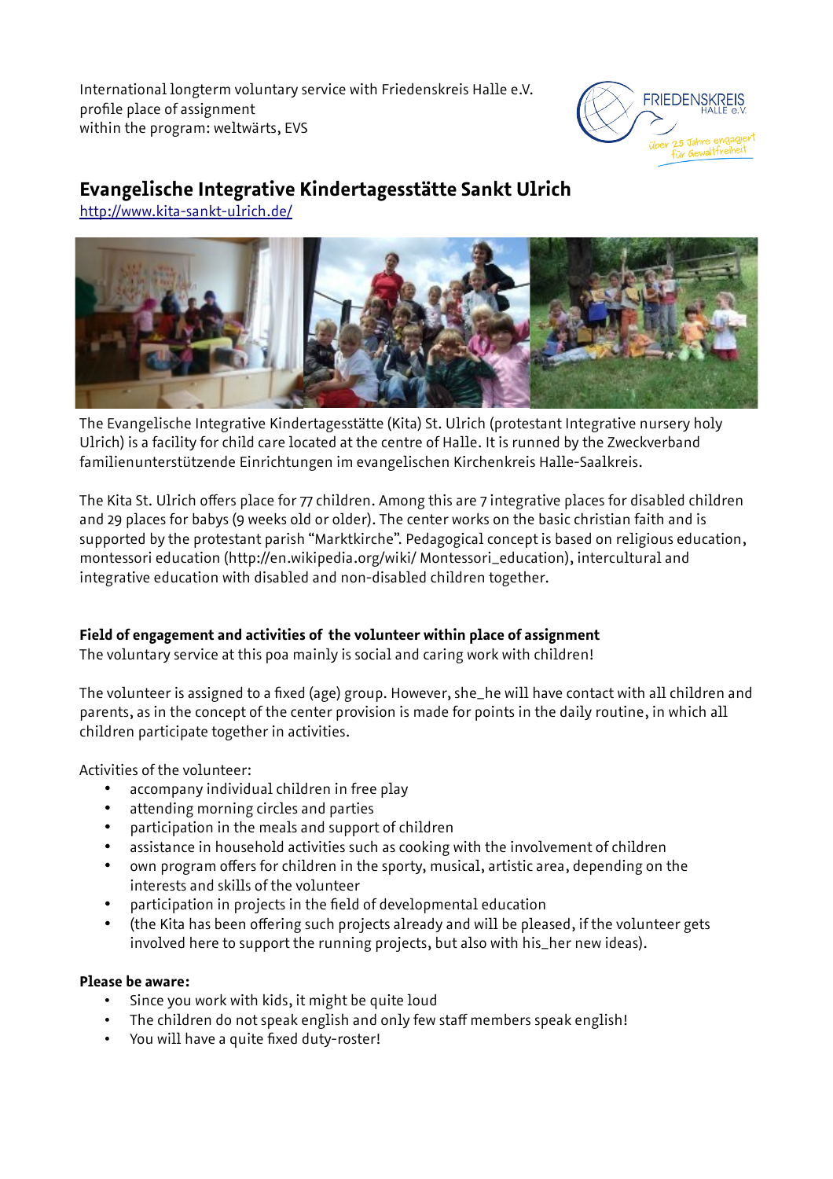International longterm voluntary service with Friedenskreis Halle e.V.
profile place of assignment
within the program: weltwärts, EVS

# Evangelische Integrative Kindertagesstätte Sankt Ulrich

http://www.kita-sankt-ulrich.de/

The Evangelische Integrative Kindertagesstätte (Kita) St. Ulrich (protestant Integrative nursery holy Ulrich) is a facility for child care located at the centre of Halle. It is runned by the Zweckverband familienunterstützende Einrichtungen im evangelischen Kirchenkreis Halle-Saalkreis.

The Kita St. Ulrich offers place for 77 children. Among this are 7 integrative places for disabled children and 29 places for babys (9 weeks old or older). The center works on the basic christian faith and is supported by the protestant parish "Marktkirche". Pedagogical concept is based on religious education, montessori education (http://en.wikipedia.org/wiki/ Montessori_education), intercultural and integrative education with disabled and non-disabled children together.

**Field of engagement and activities of the volunteer within place of assignment**

The voluntary service at this poa mainly is social and caring work with children!

The volunteer is assigned to a fixed (age) group. However, she_he will have contact with all children and parents, as in the concept of the center provision is made for points in the daily routine, in which all children participate together in activities.

Activities of the volunteer:

- accompany individual children in free play
- attending morning circles and parties
- participation in the meals and support of children
- assistance in household activities such as cooking with the involvement of children
- own program offers for children in the sporty, musical, artistic area, depending on the interests and skills of the volunteer
- participation in projects in the field of developmental education
- (the Kita has been offering such projects already and will be pleased, if the volunteer gets involved here to support the running projects, but also with his_her new ideas).

**Please be aware:**

- Since you work with kids, it might be quite loud
- The children do not speak english and only few staff members speak english!
- You will have a quite fixed duty-roster!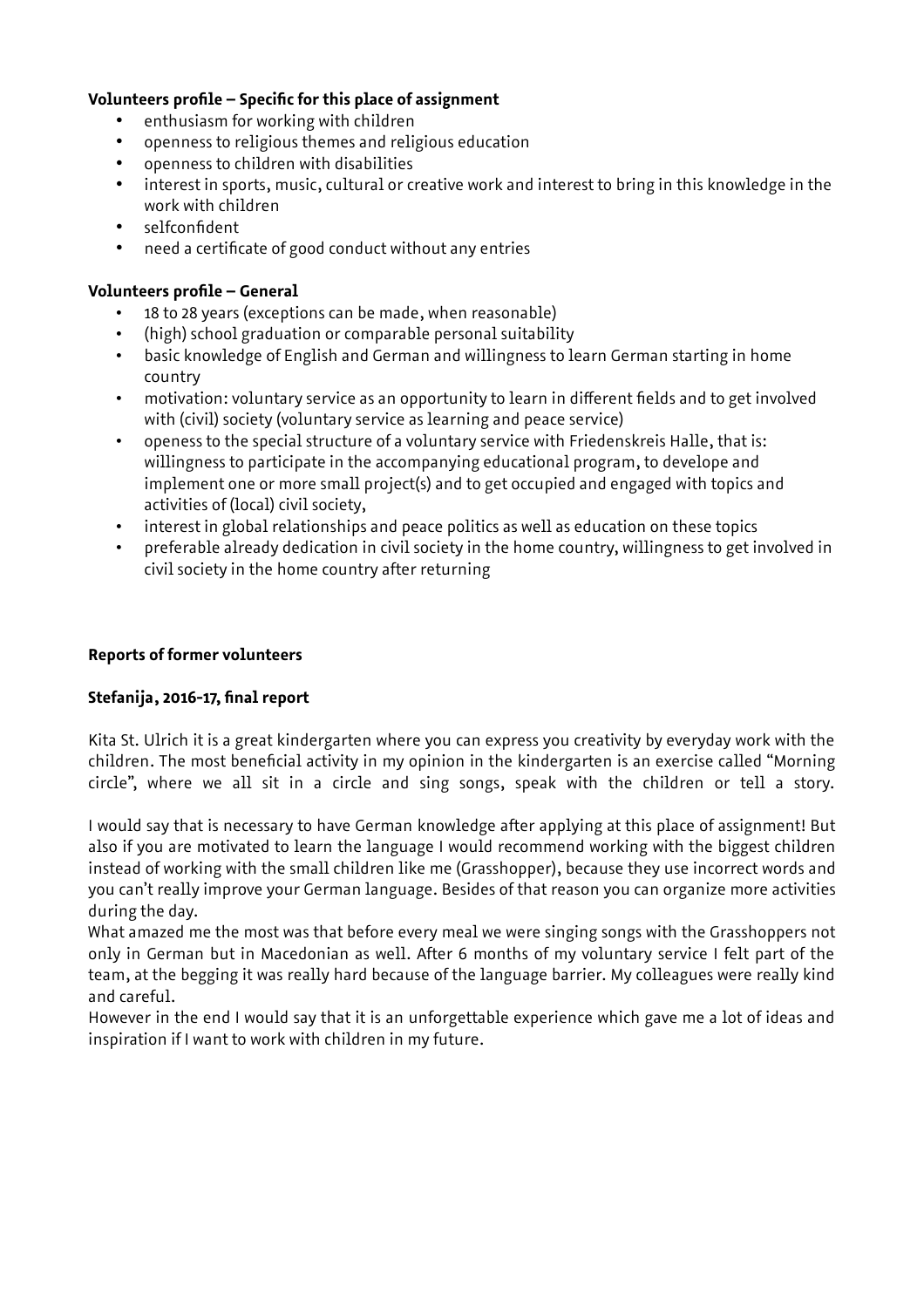**Volunteers profile – Specific for this place of assignment**

- enthusiasm for working with children
- openness to religious themes and religious education
- openness to children with disabilities
- interest in sports, music, cultural or creative work and interest to bring in this knowledge in the work with children
- selfconfident
- need a certificate of good conduct without any entries

**Volunteers profile – General**

- 18 to 28 years (exceptions can be made, when reasonable)
- (high) school graduation or comparable personal suitability
- basic knowledge of English and German and willingness to learn German starting in home country
- motivation: voluntary service as an opportunity to learn in different fields and to get involved with (civil) society (voluntary service as learning and peace service)
- openess to the special structure of a voluntary service with Friedenskreis Halle, that is: willingness to participate in the accompanying educational program, to develope and implement one or more small project(s) and to get occupied and engaged with topics and activities of (local) civil society,
- interest in global relationships and peace politics as well as education on these topics
- preferable already dedication in civil society in the home country, willingness to get involved in civil society in the home country after returning

**Reports of former volunteers**

**Stefanija, 2016-17, final report**

Kita St. Ulrich it is a great kindergarten where you can express you creativity by everyday work with the children. The most beneficial activity in my opinion in the kindergarten is an exercise called "Morning circle", where we all sit in a circle and sing songs, speak with the children or tell a story.

I would say that is necessary to have German knowledge after applying at this place of assignment! But also if you are motivated to learn the language I would recommend working with the biggest children instead of working with the small children like me (Grasshopper), because they use incorrect words and you can't really improve your German language. Besides of that reason you can organize more activities during the day.

What amazed me the most was that before every meal we were singing songs with the Grasshoppers not only in German but in Macedonian as well. After 6 months of my voluntary service I felt part of the team, at the begging it was really hard because of the language barrier. My colleagues were really kind and careful.

However in the end I would say that it is an unforgettable experience which gave me a lot of ideas and inspiration if I want to work with children in my future.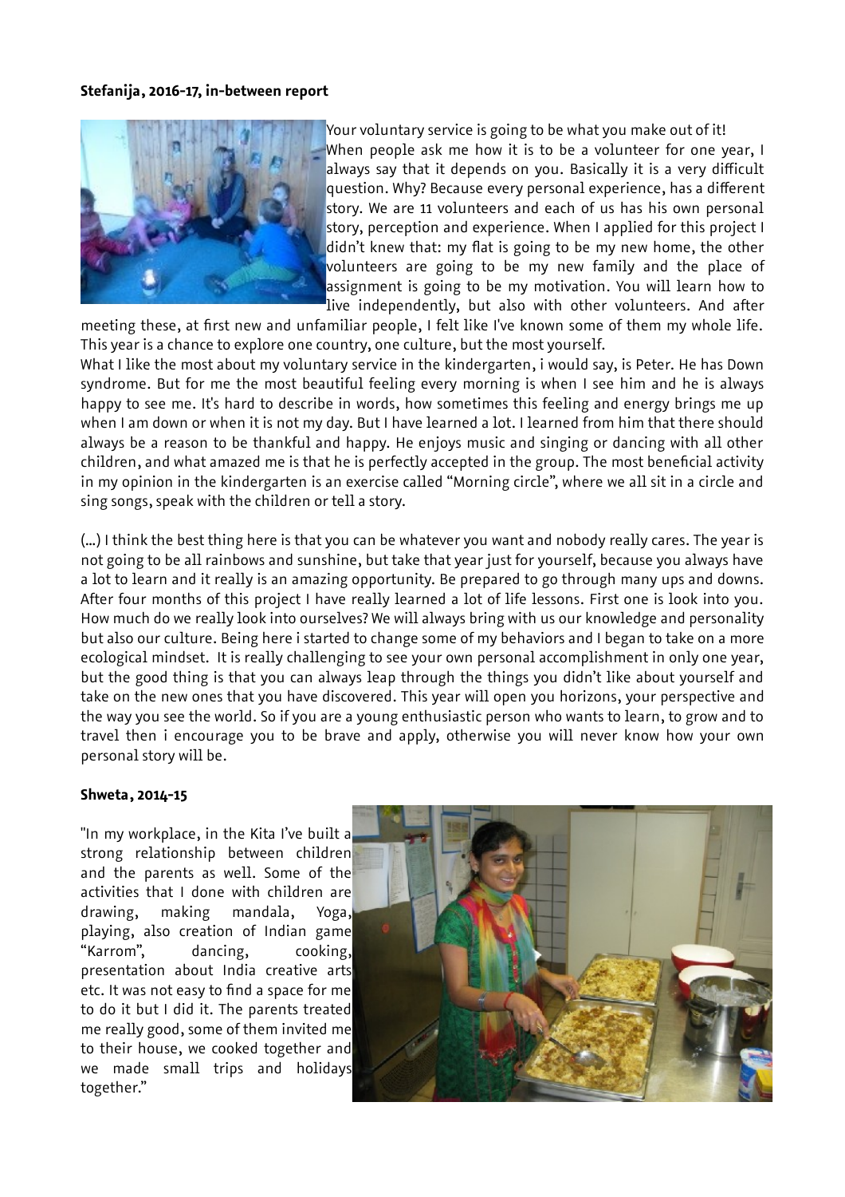**Stefanija, 2016-17, in-between report**

Your voluntary service is going to be what you make out of it!

When people ask me how it is to be a volunteer for one year, I always say that it depends on you. Basically it is a very difficult question. Why? Because every personal experience, has a different story. We are 11 volunteers and each of us has his own personal story, perception and experience. When I applied for this project I didn't knew that: my flat is going to be my new home, the other volunteers are going to be my new family and the place of assignment is going to be my motivation. You will learn how to live independently, but also with other volunteers. And after meeting these, at first new and unfamiliar people, I felt like I've known some of them my whole life. This year is a chance to explore one country, one culture, but the most yourself.

What I like the most about my voluntary service in the kindergarten, i would say, is Peter. He has Down syndrome. But for me the most beautiful feeling every morning is when I see him and he is always happy to see me. It's hard to describe in words, how sometimes this feeling and energy brings me up when I am down or when it is not my day. But I have learned a lot. I learned from him that there should always be a reason to be thankful and happy. He enjoys music and singing or dancing with all other children, and what amazed me is that he is perfectly accepted in the group. The most beneficial activity in my opinion in the kindergarten is an exercise called "Morning circle", where we all sit in a circle and sing songs, speak with the children or tell a story.

(...) I think the best thing here is that you can be whatever you want and nobody really cares. The year is not going to be all rainbows and sunshine, but take that year just for yourself, because you always have a lot to learn and it really is an amazing opportunity. Be prepared to go through many ups and downs. After four months of this project I have really learned a lot of life lessons. First one is look into you. How much do we really look into ourselves? We will always bring with us our knowledge and personality but also our culture. Being here i started to change some of my behaviors and I began to take on a more ecological mindset. It is really challenging to see your own personal accomplishment in only one year, but the good thing is that you can always leap through the things you didn't like about yourself and take on the new ones that you have discovered. This year will open you horizons, your perspective and the way you see the world. So if you are a young enthusiastic person who wants to learn, to grow and to travel then i encourage you to be brave and apply, otherwise you will never know how your own personal story will be.

**Shweta, 2014-15**

"In my workplace, in the Kita I've built a strong relationship between children and the parents as well. Some of the activities that I done with children are drawing, making mandala, Yoga, playing, also creation of Indian game "Karrom", dancing, cooking, presentation about India creative arts etc. It was not easy to find a space for me to do it but I did it. The parents treated me really good, some of them invited me to their house, we cooked together and we made small trips and holidays together."